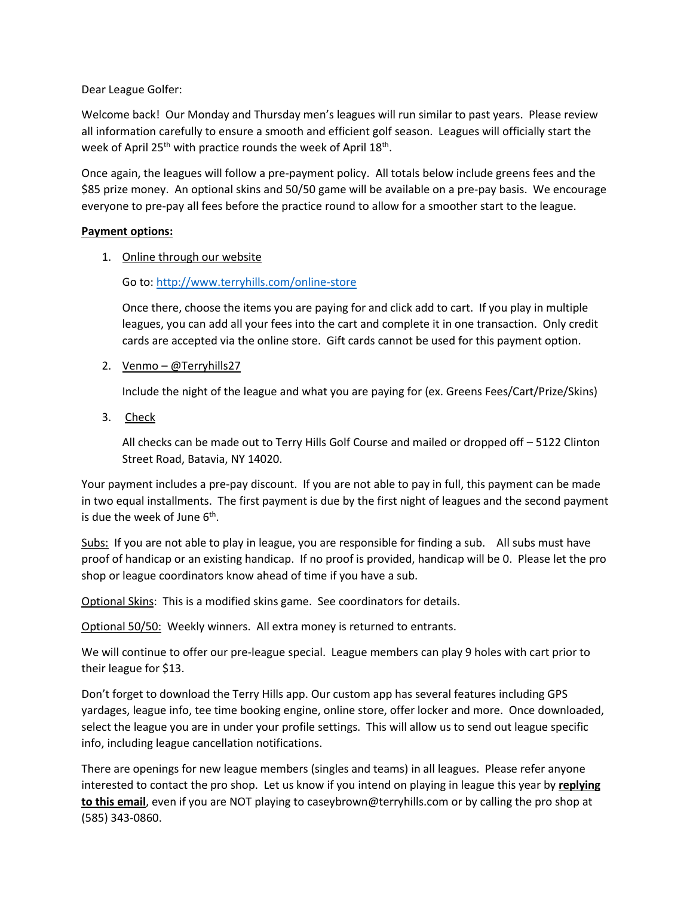Dear League Golfer:

Welcome back! Our Monday and Thursday men's leagues will run similar to past years. Please review all information carefully to ensure a smooth and efficient golf season. Leagues will officially start the week of April 25th with practice rounds the week of April 18th.

Once again, the leagues will follow a pre-payment policy. All totals below include greens fees and the $85 prize money. An optional skins and 50/50 game will be available on a pre-pay basis. We encourage everyone to pre-pay all fees before the practice round to allow for a smoother start to the league.

**Payment options:**

1. Online through our website

   Go to: http://www.terryhills.com/online-store

   Once there, choose the items you are paying for and click add to cart. If you play in multiple leagues, you can add all your fees into the cart and complete it in one transaction. Only credit cards are accepted via the online store. Gift cards cannot be used for this payment option.

2. Venmo – @Terryhills27

   Include the night of the league and what you are paying for (ex. Greens Fees/Cart/Prize/Skins)

3. Check

   All checks can be made out to Terry Hills Golf Course and mailed or dropped off – 5122 Clinton Street Road, Batavia, NY 14020.

Your payment includes a pre-pay discount. If you are not able to pay in full, this payment can be made in two equal installments. The first payment is due by the first night of leagues and the second payment is due the week of June 6th.

Subs: If you are not able to play in league, you are responsible for finding a sub. All subs must have proof of handicap or an existing handicap. If no proof is provided, handicap will be 0. Please let the pro shop or league coordinators know ahead of time if you have a sub.

Optional Skins: This is a modified skins game. See coordinators for details.

Optional 50/50: Weekly winners. All extra money is returned to entrants.

We will continue to offer our pre-league special. League members can play 9 holes with cart prior to their league for $13.

Don't forget to download the Terry Hills app. Our custom app has several features including GPS yardages, league info, tee time booking engine, online store, offer locker and more. Once downloaded, select the league you are in under your profile settings. This will allow us to send out league specific info, including league cancellation notifications.

There are openings for new league members (singles and teams) in all leagues. Please refer anyone interested to contact the pro shop. Let us know if you intend on playing in league this year by **replying to this email**, even if you are NOT playing to caseybrown@terryhills.com or by calling the pro shop at (585) 343-0860.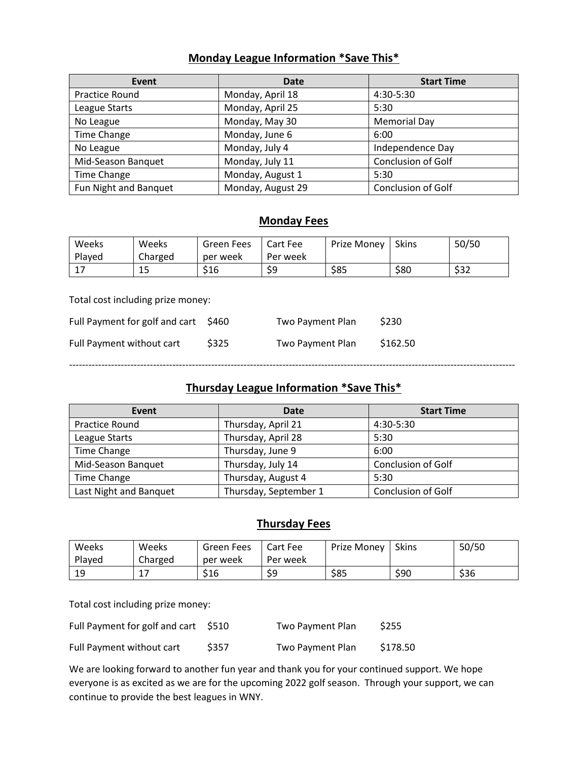## Monday League Information *Save This*

| Event | Date | Start Time |
|---|---|---|
| Practice Round | Monday, April 18 | 4:30-5:30 |
| League Starts | Monday, April 25 | 5:30 |
| No League | Monday, May 30 | Memorial Day |
| Time Change | Monday, June 6 | 6:00 |
| No League | Monday, July 4 | Independence Day |
| Mid-Season Banquet | Monday, July 11 | Conclusion of Golf |
| Time Change | Monday, August 1 | 5:30 |
| Fun Night and Banquet | Monday, August 29 | Conclusion of Golf |

## Monday Fees

| Weeks Played | Weeks Charged | Green Fees per week | Cart Fee Per week | Prize Money | Skins | 50/50 |
|---|---|---|---|---|---|---|
| 17 | 15 | $16 | $9 | $85 | $80 | $32 |

Total cost including prize money:

Full Payment for golf and cart $460 Two Payment Plan $230

Full Payment without cart $325 Two Payment Plan $162.50

---

## Thursday League Information *Save This*

| Event | Date | Start Time |
|---|---|---|
| Practice Round | Thursday, April 21 | 4:30-5:30 |
| League Starts | Thursday, April 28 | 5:30 |
| Time Change | Thursday, June 9 | 6:00 |
| Mid-Season Banquet | Thursday, July 14 | Conclusion of Golf |
| Time Change | Thursday, August 4 | 5:30 |
| Last Night and Banquet | Thursday, September 1 | Conclusion of Golf |

## Thursday Fees

| Weeks Played | Weeks Charged | Green Fees per week | Cart Fee Per week | Prize Money | Skins | 50/50 |
|---|---|---|---|---|---|---|
| 19 | 17 | $16 | $9 | $85 | $90 | $36 |

Total cost including prize money:

Full Payment for golf and cart $510 Two Payment Plan $255

Full Payment without cart $357 Two Payment Plan $178.50

We are looking forward to another fun year and thank you for your continued support. We hope everyone is as excited as we are for the upcoming 2022 golf season. Through your support, we can continue to provide the best leagues in WNY.